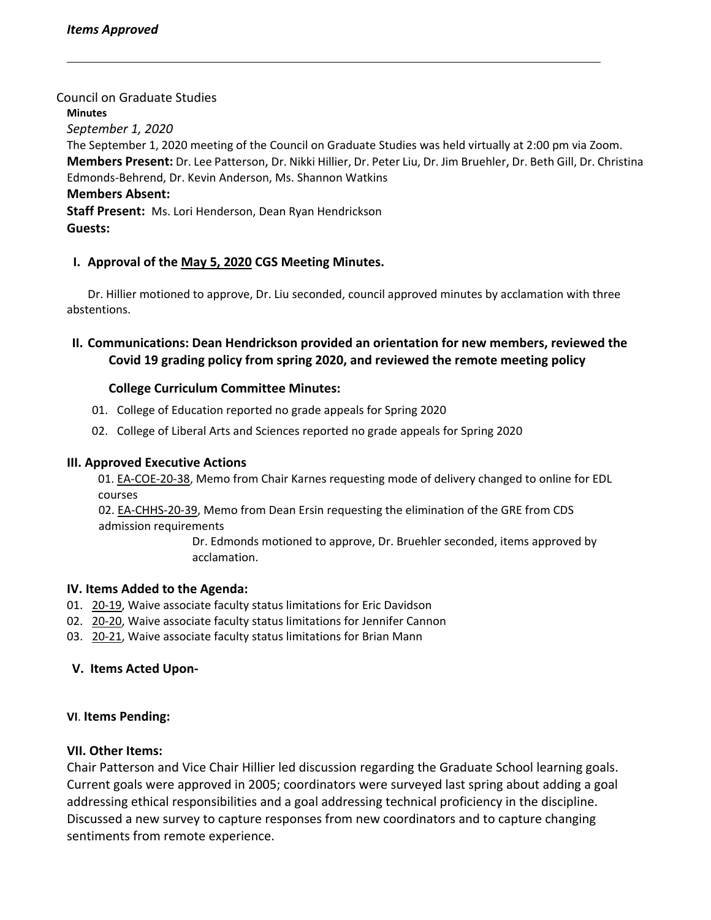*Items Approved*

---

Council on Graduate Studies

**Minutes**

*September 1, 2020*

The September 1, 2020 meeting of the Council on Graduate Studies was held virtually at 2:00 pm via Zoom.

**Members Present:** Dr. Lee Patterson, Dr. Nikki Hillier, Dr. Peter Liu, Dr. Jim Bruehler, Dr. Beth Gill, Dr. Christina Edmonds-Behrend, Dr. Kevin Anderson, Ms. Shannon Watkins

**Members Absent:**

**Staff Present:** Ms. Lori Henderson, Dean Ryan Hendrickson

**Guests:**

## I. Approval of the May 5, 2020 CGS Meeting Minutes.

Dr. Hillier motioned to approve, Dr. Liu seconded, council approved minutes by acclamation with three abstentions.

## II. Communications: Dean Hendrickson provided an orientation for new members, reviewed the Covid 19 grading policy from spring 2020, and reviewed the remote meeting policy

### College Curriculum Committee Minutes:

01. College of Education reported no grade appeals for Spring 2020
02. College of Liberal Arts and Sciences reported no grade appeals for Spring 2020

## III. Approved Executive Actions

01. EA-COE-20-38, Memo from Chair Karnes requesting mode of delivery changed to online for EDL courses
02. EA-CHHS-20-39, Memo from Dean Ersin requesting the elimination of the GRE from CDS admission requirements

Dr. Edmonds motioned to approve, Dr. Bruehler seconded, items approved by acclamation.

## IV. Items Added to the Agenda:

01. 20-19, Waive associate faculty status limitations for Eric Davidson
02. 20-20, Waive associate faculty status limitations for Jennifer Cannon
03. 20-21, Waive associate faculty status limitations for Brian Mann

## V. Items Acted Upon-

## VI. Items Pending:

## VII. Other Items:

Chair Patterson and Vice Chair Hillier led discussion regarding the Graduate School learning goals. Current goals were approved in 2005; coordinators were surveyed last spring about adding a goal addressing ethical responsibilities and a goal addressing technical proficiency in the discipline. Discussed a new survey to capture responses from new coordinators and to capture changing sentiments from remote experience.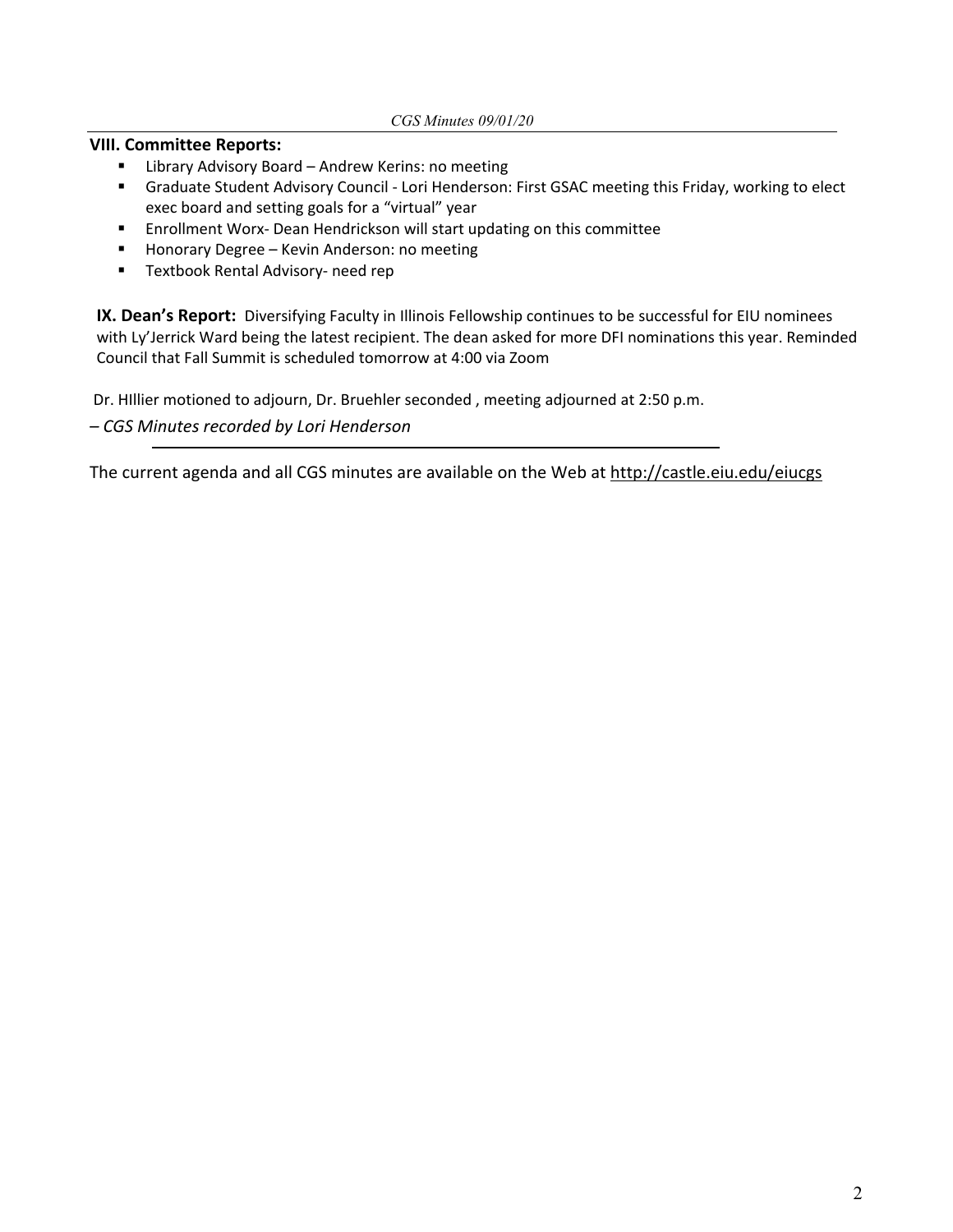**VIII. Committee Reports:**

- Library Advisory Board – Andrew Kerins: no meeting
- Graduate Student Advisory Council - Lori Henderson: First GSAC meeting this Friday, working to elect exec board and setting goals for a "virtual" year
- Enrollment Worx- Dean Hendrickson will start updating on this committee
- Honorary Degree – Kevin Anderson: no meeting
- Textbook Rental Advisory- need rep

**IX. Dean's Report:** Diversifying Faculty in Illinois Fellowship continues to be successful for EIU nominees with Ly'Jerrick Ward being the latest recipient. The dean asked for more DFI nominations this year. Reminded Council that Fall Summit is scheduled tomorrow at 4:00 via Zoom

Dr. HIllier motioned to adjourn, Dr. Bruehler seconded , meeting adjourned at 2:50 p.m.

*– CGS Minutes recorded by Lori Henderson*

---

The current agenda and all CGS minutes are available on the Web at http://castle.eiu.edu/eiucgs